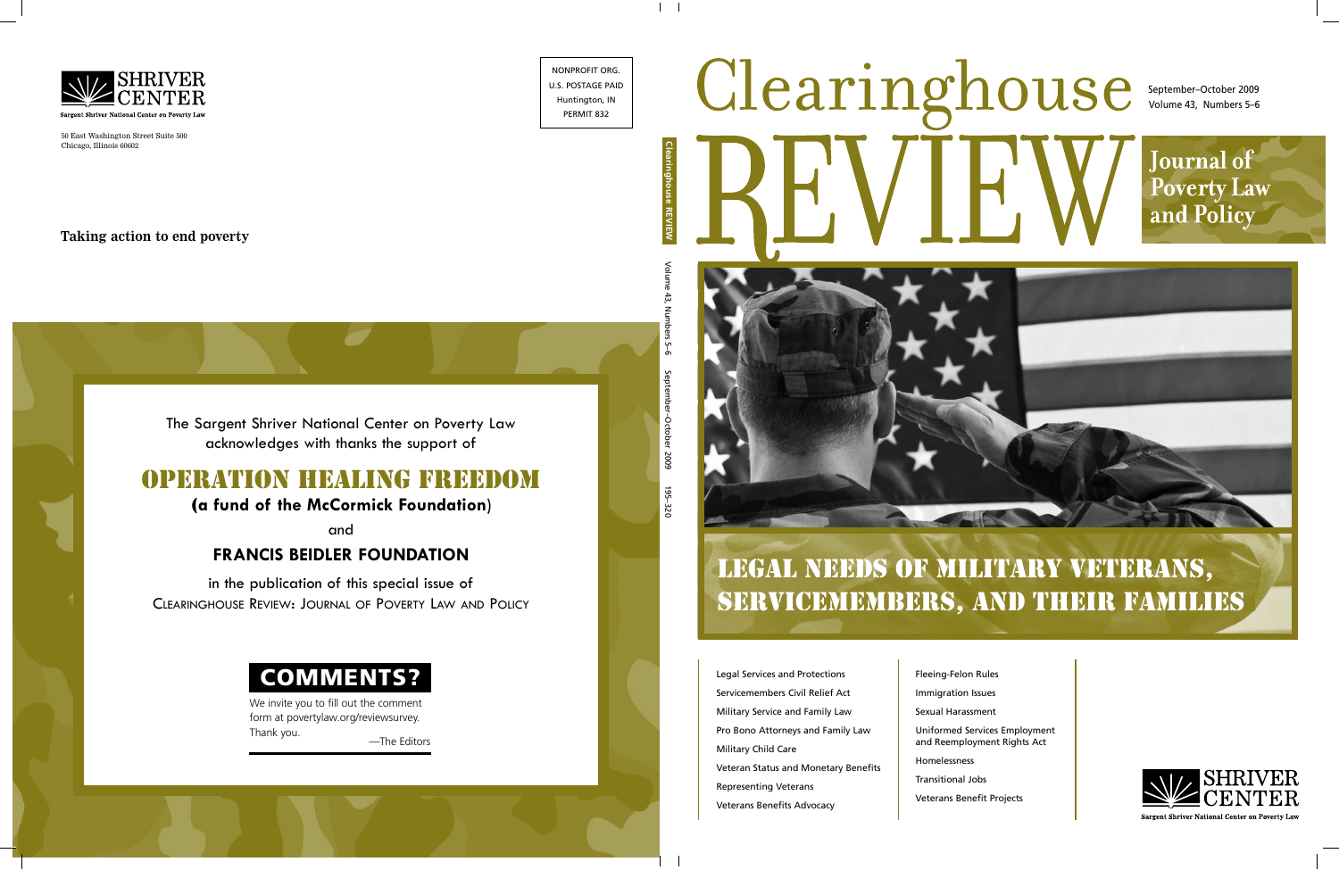SHRIVER CENTER

Sargent Shriver National Center on Poverty Law

50 East Washington Street Suite 500
Chicago, Illinois 60602

**Taking action to end poverty**

NONPROFIT ORG.
U.S. POSTAGE PAID
Huntington, IN
PERMIT 832

The Sargent Shriver National Center on Poverty Law acknowledges with thanks the support of

## OPERATION HEALING FREEDOM

**(a fund of the McCormick Foundation)**

and

**FRANCIS BEIDLER FOUNDATION**

in the publication of this special issue of CLEARINGHOUSE REVIEW: JOURNAL OF POVERTY LAW AND POLICY

**COMMENTS?**

We invite you to fill out the comment form at povertylaw.org/reviewsurvey. Thank you.

—The Editors

Clearinghouse REVIEW Volume 43, Numbers 5–6 September–October 2009 195–320

# Clearinghouse REVIEW

September–October 2009
Volume 43, Numbers 5–6

**Journal of Poverty Law and Policy**

## LEGAL NEEDS OF MILITARY VETERANS, SERVICEMEMBERS, AND THEIR FAMILIES

- Legal Services and Protections
- Servicemembers Civil Relief Act
- Military Service and Family Law
- Pro Bono Attorneys and Family Law
- Military Child Care
- Veteran Status and Monetary Benefits
- Representing Veterans
- Veterans Benefits Advocacy
- Fleeing-Felon Rules
- Immigration Issues
- Sexual Harassment
- Uniformed Services Employment and Reemployment Rights Act
- Homelessness
- Transitional Jobs
- Veterans Benefit Projects

SHRIVER CENTER

Sargent Shriver National Center on Poverty Law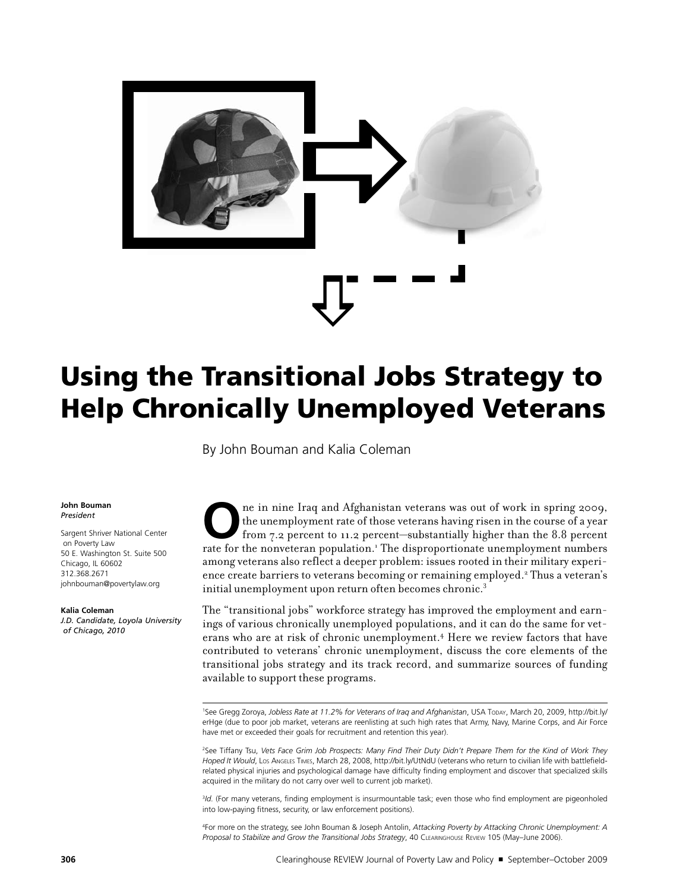# Using the Transitional Jobs Strategy to Help Chronically Unemployed Veterans

By John Bouman and Kalia Coleman

**John Bouman**
*President*

Sargent Shriver National Center on Poverty Law
50 E. Washington St. Suite 500
Chicago, IL 60602
312.368.2671
johnbouman@povertylaw.org

**Kalia Coleman**
*J.D. Candidate, Loyola University of Chicago, 2010*

One in nine Iraq and Afghanistan veterans was out of work in spring 2009, the unemployment rate of those veterans having risen in the course of a year from 7.2 percent to 11.2 percent—substantially higher than the 8.8 percent rate for the nonveteran population.[1] The disproportionate unemployment numbers among veterans also reflect a deeper problem: issues rooted in their military experience create barriers to veterans becoming or remaining employed.[2] Thus a veteran's initial unemployment upon return often becomes chronic.[3]

The "transitional jobs" workforce strategy has improved the employment and earnings of various chronically unemployed populations, and it can do the same for veterans who are at risk of chronic unemployment.[4] Here we review factors that have contributed to veterans' chronic unemployment, discuss the core elements of the transitional jobs strategy and its track record, and summarize sources of funding available to support these programs.

---

[1]See Gregg Zoroya, *Jobless Rate at 11.2% for Veterans of Iraq and Afghanistan*, USA Today, March 20, 2009, http://bit.ly/erHge (due to poor job market, veterans are reenlisting at such high rates that Army, Navy, Marine Corps, and Air Force have met or exceeded their goals for recruitment and retention this year).

[2]See Tiffany Tsu, *Vets Face Grim Job Prospects: Many Find Their Duty Didn't Prepare Them for the Kind of Work They Hoped It Would*, Los Angeles Times, March 28, 2008, http://bit.ly/UtNdU (veterans who return to civilian life with battlefield-related physical injuries and psychological damage have difficulty finding employment and discover that specialized skills acquired in the military do not carry over well to current job market).

[3]*Id.* (For many veterans, finding employment is insurmountable task; even those who find employment are pigeonholed into low-paying fitness, security, or law enforcement positions).

[4]For more on the strategy, see John Bouman & Joseph Antolin, *Attacking Poverty by Attacking Chronic Unemployment: A Proposal to Stabilize and Grow the Transitional Jobs Strategy*, 40 Clearinghouse Review 105 (May–June 2006).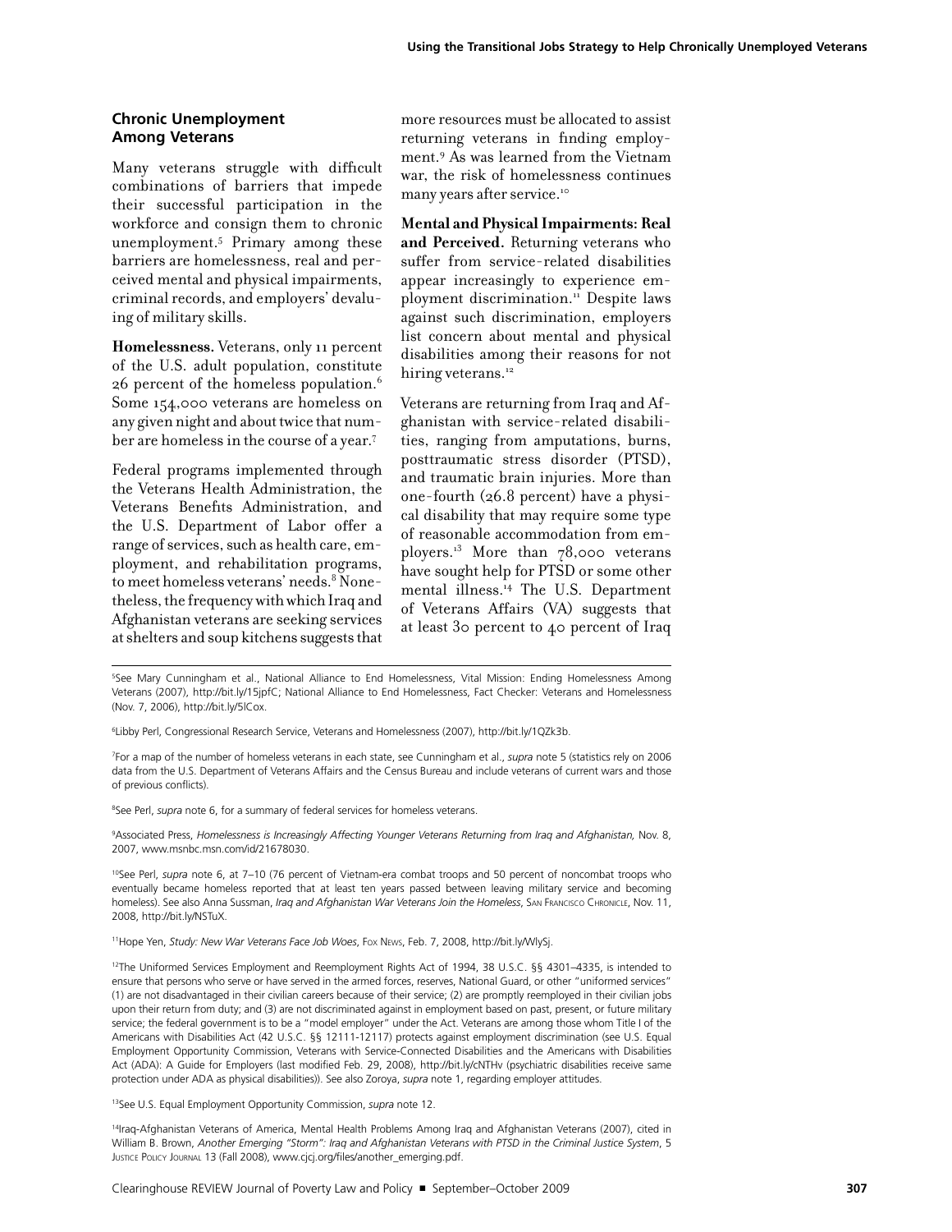## Chronic Unemployment Among Veterans

Many veterans struggle with difficult combinations of barriers that impede their successful participation in the workforce and consign them to chronic unemployment.[5] Primary among these barriers are homelessness, real and perceived mental and physical impairments, criminal records, and employers' devaluing of military skills.

**Homelessness.** Veterans, only 11 percent of the U.S. adult population, constitute 26 percent of the homeless population.[6] Some 154,000 veterans are homeless on any given night and about twice that number are homeless in the course of a year.[7]

Federal programs implemented through the Veterans Health Administration, the Veterans Benefits Administration, and the U.S. Department of Labor offer a range of services, such as health care, employment, and rehabilitation programs, to meet homeless veterans' needs.[8] Nonetheless, the frequency with which Iraq and Afghanistan veterans are seeking services at shelters and soup kitchens suggests that more resources must be allocated to assist returning veterans in finding employment.[9] As was learned from the Vietnam war, the risk of homelessness continues many years after service.[10]

**Mental and Physical Impairments: Real and Perceived.** Returning veterans who suffer from service-related disabilities appear increasingly to experience employment discrimination.[11] Despite laws against such discrimination, employers list concern about mental and physical disabilities among their reasons for not hiring veterans.[12]

Veterans are returning from Iraq and Afghanistan with service-related disabilities, ranging from amputations, burns, posttraumatic stress disorder (PTSD), and traumatic brain injuries. More than one-fourth (26.8 percent) have a physical disability that may require some type of reasonable accommodation from employers.[13] More than 78,000 veterans have sought help for PTSD or some other mental illness.[14] The U.S. Department of Veterans Affairs (VA) suggests that at least 30 percent to 40 percent of Iraq

---

[5]See Mary Cunningham et al., National Alliance to End Homelessness, Vital Mission: Ending Homelessness Among Veterans (2007), http://bit.ly/15jpfC; National Alliance to End Homelessness, Fact Checker: Veterans and Homelessness (Nov. 7, 2006), http://bit.ly/5lCox.

[6]Libby Perl, Congressional Research Service, Veterans and Homelessness (2007), http://bit.ly/1QZk3b.

[7]For a map of the number of homeless veterans in each state, see Cunningham et al., *supra* note 5 (statistics rely on 2006 data from the U.S. Department of Veterans Affairs and the Census Bureau and include veterans of current wars and those of previous conflicts).

[8]See Perl, *supra* note 6, for a summary of federal services for homeless veterans.

[9]Associated Press, *Homelessness is Increasingly Affecting Younger Veterans Returning from Iraq and Afghanistan,* Nov. 8, 2007, www.msnbc.msn.com/id/21678030.

[10]See Perl, *supra* note 6, at 7–10 (76 percent of Vietnam-era combat troops and 50 percent of noncombat troops who eventually became homeless reported that at least ten years passed between leaving military service and becoming homeless). See also Anna Sussman, *Iraq and Afghanistan War Veterans Join the Homeless*, San Francisco Chronicle, Nov. 11, 2008, http://bit.ly/NSTuX.

[11]Hope Yen, *Study: New War Veterans Face Job Woes*, Fox News, Feb. 7, 2008, http://bit.ly/WlySj.

[12]The Uniformed Services Employment and Reemployment Rights Act of 1994, 38 U.S.C. §§ 4301–4335, is intended to ensure that persons who serve or have served in the armed forces, reserves, National Guard, or other "uniformed services" (1) are not disadvantaged in their civilian careers because of their service; (2) are promptly reemployed in their civilian jobs upon their return from duty; and (3) are not discriminated against in employment based on past, present, or future military service; the federal government is to be a "model employer" under the Act. Veterans are among those whom Title I of the Americans with Disabilities Act (42 U.S.C. §§ 12111-12117) protects against employment discrimination (see U.S. Equal Employment Opportunity Commission, Veterans with Service-Connected Disabilities and the Americans with Disabilities Act (ADA): A Guide for Employers (last modified Feb. 29, 2008), http://bit.ly/cNTHv (psychiatric disabilities receive same protection under ADA as physical disabilities)). See also Zoroya, *supra* note 1, regarding employer attitudes.

[13]See U.S. Equal Employment Opportunity Commission, *supra* note 12.

[14]Iraq-Afghanistan Veterans of America, Mental Health Problems Among Iraq and Afghanistan Veterans (2007), cited in William B. Brown, *Another Emerging "Storm": Iraq and Afghanistan Veterans with PTSD in the Criminal Justice System*, 5 Justice Policy Journal 13 (Fall 2008), www.cjcj.org/files/another_emerging.pdf.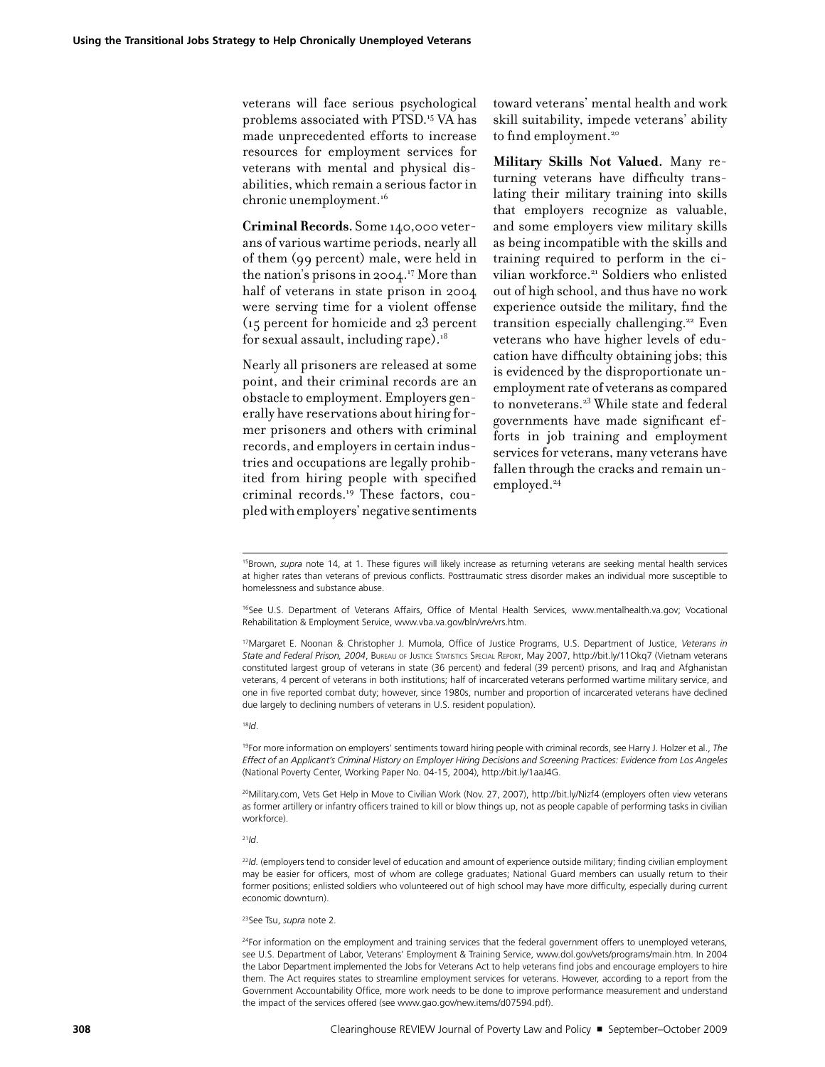veterans will face serious psychological problems associated with PTSD.[15] VA has made unprecedented efforts to increase resources for employment services for veterans with mental and physical disabilities, which remain a serious factor in chronic unemployment.[16]

**Criminal Records.** Some 140,000 veterans of various wartime periods, nearly all of them (99 percent) male, were held in the nation's prisons in 2004.[17] More than half of veterans in state prison in 2004 were serving time for a violent offense (15 percent for homicide and 23 percent for sexual assault, including rape).[18]

Nearly all prisoners are released at some point, and their criminal records are an obstacle to employment. Employers generally have reservations about hiring former prisoners and others with criminal records, and employers in certain industries and occupations are legally prohibited from hiring people with specified criminal records.[19] These factors, coupled with employers' negative sentiments toward veterans' mental health and work skill suitability, impede veterans' ability to find employment.[20]

**Military Skills Not Valued.** Many returning veterans have difficulty translating their military training into skills that employers recognize as valuable, and some employers view military skills as being incompatible with the skills and training required to perform in the civilian workforce.[21] Soldiers who enlisted out of high school, and thus have no work experience outside the military, find the transition especially challenging.[22] Even veterans who have higher levels of education have difficulty obtaining jobs; this is evidenced by the disproportionate unemployment rate of veterans as compared to nonveterans.[23] While state and federal governments have made significant efforts in job training and employment services for veterans, many veterans have fallen through the cracks and remain unemployed.[24]

---

[15]Brown, *supra* note 14, at 1. These figures will likely increase as returning veterans are seeking mental health services at higher rates than veterans of previous conflicts. Posttraumatic stress disorder makes an individual more susceptible to homelessness and substance abuse.

[16]See U.S. Department of Veterans Affairs, Office of Mental Health Services, www.mentalhealth.va.gov; Vocational Rehabilitation & Employment Service, www.vba.va.gov/bln/vre/vrs.htm.

[17]Margaret E. Noonan & Christopher J. Mumola, Office of Justice Programs, U.S. Department of Justice, *Veterans in State and Federal Prison, 2004*, Bureau of Justice Statistics Special Report, May 2007, http://bit.ly/11Okq7 (Vietnam veterans constituted largest group of veterans in state (36 percent) and federal (39 percent) prisons, and Iraq and Afghanistan veterans, 4 percent of veterans in both institutions; half of incarcerated veterans performed wartime military service, and one in five reported combat duty; however, since 1980s, number and proportion of incarcerated veterans have declined due largely to declining numbers of veterans in U.S. resident population).

[18]*Id.*

[19]For more information on employers' sentiments toward hiring people with criminal records, see Harry J. Holzer et al., *The Effect of an Applicant's Criminal History on Employer Hiring Decisions and Screening Practices: Evidence from Los Angeles* (National Poverty Center, Working Paper No. 04-15, 2004), http://bit.ly/1aaJ4G.

[20]Military.com, Vets Get Help in Move to Civilian Work (Nov. 27, 2007), http://bit.ly/Nizf4 (employers often view veterans as former artillery or infantry officers trained to kill or blow things up, not as people capable of performing tasks in civilian workforce).

[21]*Id.*

[22]*Id.* (employers tend to consider level of education and amount of experience outside military; finding civilian employment may be easier for officers, most of whom are college graduates; National Guard members can usually return to their former positions; enlisted soldiers who volunteered out of high school may have more difficulty, especially during current economic downturn).

[23]See Tsu, *supra* note 2.

[24]For information on the employment and training services that the federal government offers to unemployed veterans, see U.S. Department of Labor, Veterans' Employment & Training Service, www.dol.gov/vets/programs/main.htm. In 2004 the Labor Department implemented the Jobs for Veterans Act to help veterans find jobs and encourage employers to hire them. The Act requires states to streamline employment services for veterans. However, according to a report from the Government Accountability Office, more work needs to be done to improve performance measurement and understand the impact of the services offered (see www.gao.gov/new.items/d07594.pdf).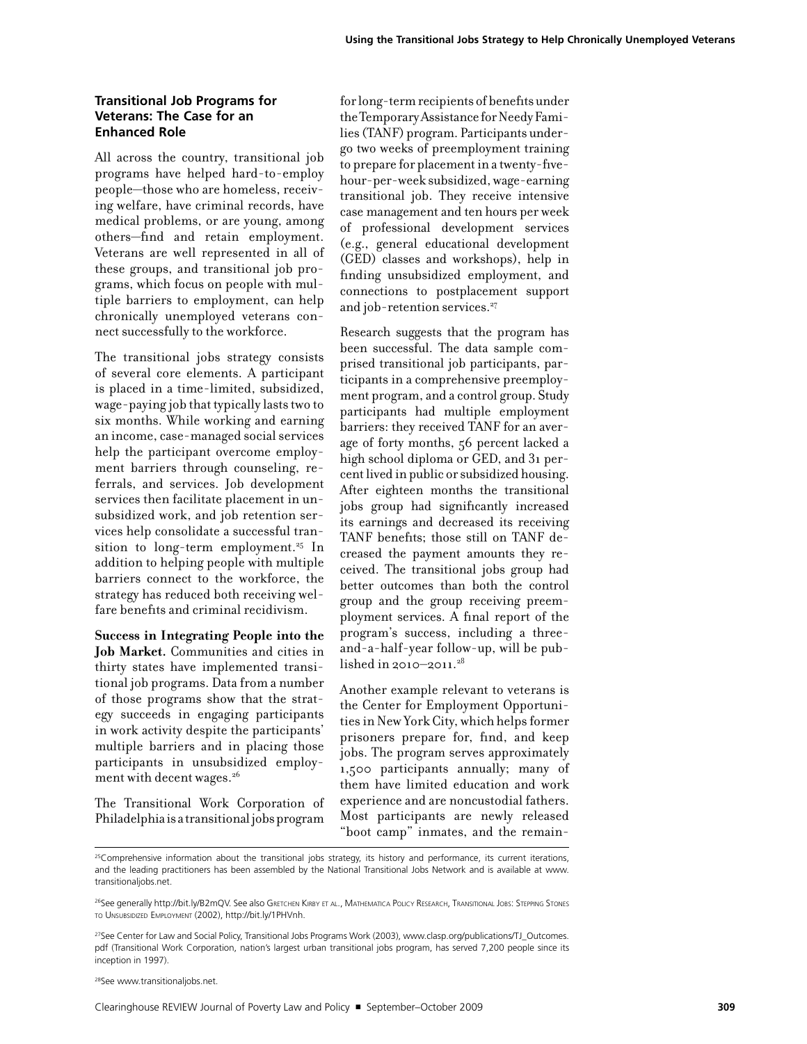## Transitional Job Programs for Veterans: The Case for an Enhanced Role

All across the country, transitional job programs have helped hard-to-employ people—those who are homeless, receiving welfare, have criminal records, have medical problems, or are young, among others—find and retain employment. Veterans are well represented in all of these groups, and transitional job programs, which focus on people with multiple barriers to employment, can help chronically unemployed veterans connect successfully to the workforce.

The transitional jobs strategy consists of several core elements. A participant is placed in a time-limited, subsidized, wage-paying job that typically lasts two to six months. While working and earning an income, case-managed social services help the participant overcome employment barriers through counseling, referrals, and services. Job development services then facilitate placement in unsubsidized work, and job retention services help consolidate a successful transition to long-term employment.[25] In addition to helping people with multiple barriers connect to the workforce, the strategy has reduced both receiving welfare benefits and criminal recidivism.

**Success in Integrating People into the Job Market.** Communities and cities in thirty states have implemented transitional job programs. Data from a number of those programs show that the strategy succeeds in engaging participants in work activity despite the participants' multiple barriers and in placing those participants in unsubsidized employment with decent wages.[26]

The Transitional Work Corporation of Philadelphia is a transitional jobs program for long-term recipients of benefits under the Temporary Assistance for Needy Families (TANF) program. Participants undergo two weeks of preemployment training to prepare for placement in a twenty-five-hour-per-week subsidized, wage-earning transitional job. They receive intensive case management and ten hours per week of professional development services (e.g., general educational development (GED) classes and workshops), help in finding unsubsidized employment, and connections to postplacement support and job-retention services.[27]

Research suggests that the program has been successful. The data sample comprised transitional job participants, participants in a comprehensive preemployment program, and a control group. Study participants had multiple employment barriers: they received TANF for an average of forty months, 56 percent lacked a high school diploma or GED, and 31 percent lived in public or subsidized housing. After eighteen months the transitional jobs group had significantly increased its earnings and decreased its receiving TANF benefits; those still on TANF decreased the payment amounts they received. The transitional jobs group had better outcomes than both the control group and the group receiving preemployment services. A final report of the program's success, including a three-and-a-half-year follow-up, will be published in 2010–2011.[28]

Another example relevant to veterans is the Center for Employment Opportunities in New York City, which helps former prisoners prepare for, find, and keep jobs. The program serves approximately 1,500 participants annually; many of them have limited education and work experience and are noncustodial fathers. Most participants are newly released "boot camp" inmates, and the remain-

---

[25]Comprehensive information about the transitional jobs strategy, its history and performance, its current iterations, and the leading practitioners has been assembled by the National Transitional Jobs Network and is available at www.transitionaljobs.net.

[26]See generally http://bit.ly/B2mQV. See also Gretchen Kirby et al., Mathematica Policy Research, Transitional Jobs: Stepping Stones to Unsubsidized Employment (2002), http://bit.ly/1PHVnh.

[27]See Center for Law and Social Policy, Transitional Jobs Programs Work (2003), www.clasp.org/publications/TJ_Outcomes.pdf (Transitional Work Corporation, nation's largest urban transitional jobs program, has served 7,200 people since its inception in 1997).

[28]See www.transitionaljobs.net.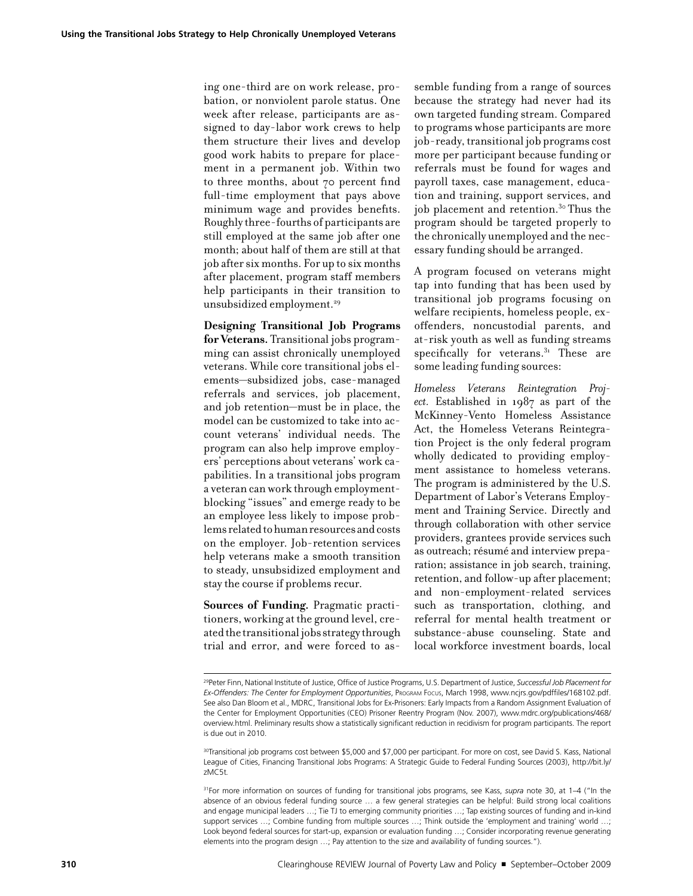ing one-third are on work release, probation, or nonviolent parole status. One week after release, participants are assigned to day-labor work crews to help them structure their lives and develop good work habits to prepare for placement in a permanent job. Within two to three months, about 70 percent find full-time employment that pays above minimum wage and provides benefits. Roughly three-fourths of participants are still employed at the same job after one month; about half of them are still at that job after six months. For up to six months after placement, program staff members help participants in their transition to unsubsidized employment.[29]

**Designing Transitional Job Programs for Veterans.** Transitional jobs programming can assist chronically unemployed veterans. While core transitional jobs elements—subsidized jobs, case-managed referrals and services, job placement, and job retention—must be in place, the model can be customized to take into account veterans' individual needs. The program can also help improve employers' perceptions about veterans' work capabilities. In a transitional jobs program a veteran can work through employment-blocking "issues" and emerge ready to be an employee less likely to impose problems related to human resources and costs on the employer. Job-retention services help veterans make a smooth transition to steady, unsubsidized employment and stay the course if problems recur.

**Sources of Funding.** Pragmatic practitioners, working at the ground level, created the transitional jobs strategy through trial and error, and were forced to assemble funding from a range of sources because the strategy had never had its own targeted funding stream. Compared to programs whose participants are more job-ready, transitional job programs cost more per participant because funding or referrals must be found for wages and payroll taxes, case management, education and training, support services, and job placement and retention.[30] Thus the program should be targeted properly to the chronically unemployed and the necessary funding should be arranged.

A program focused on veterans might tap into funding that has been used by transitional job programs focusing on welfare recipients, homeless people, ex-offenders, noncustodial parents, and at-risk youth as well as funding streams specifically for veterans.[31] These are some leading funding sources:

*Homeless Veterans Reintegration Project.* Established in 1987 as part of the McKinney-Vento Homeless Assistance Act, the Homeless Veterans Reintegration Project is the only federal program wholly dedicated to providing employment assistance to homeless veterans. The program is administered by the U.S. Department of Labor's Veterans Employment and Training Service. Directly and through collaboration with other service providers, grantees provide services such as outreach; résumé and interview preparation; assistance in job search, training, retention, and follow-up after placement; and non-employment-related services such as transportation, clothing, and referral for mental health treatment or substance-abuse counseling. State and local workforce investment boards, local

---

[29]Peter Finn, National Institute of Justice, Office of Justice Programs, U.S. Department of Justice, *Successful Job Placement for Ex-Offenders: The Center for Employment Opportunities*, Program Focus, March 1998, www.ncjrs.gov/pdffiles/168102.pdf. See also Dan Bloom et al., MDRC, Transitional Jobs for Ex-Prisoners: Early Impacts from a Random Assignment Evaluation of the Center for Employment Opportunities (CEO) Prisoner Reentry Program (Nov. 2007), www.mdrc.org/publications/468/overview.html. Preliminary results show a statistically significant reduction in recidivism for program participants. The report is due out in 2010.

[30]Transitional job programs cost between $5,000 and $7,000 per participant. For more on cost, see David S. Kass, National League of Cities, Financing Transitional Jobs Programs: A Strategic Guide to Federal Funding Sources (2003), http://bit.ly/zMC5t.

[31]For more information on sources of funding for transitional jobs programs, see Kass, *supra* note 30, at 1–4 ("In the absence of an obvious federal funding source … a few general strategies can be helpful: Build strong local coalitions and engage municipal leaders …; Tie TJ to emerging community priorities …; Tap existing sources of funding and in-kind support services …; Combine funding from multiple sources …; Think outside the 'employment and training' world …; Look beyond federal sources for start-up, expansion or evaluation funding …; Consider incorporating revenue generating elements into the program design …; Pay attention to the size and availability of funding sources.").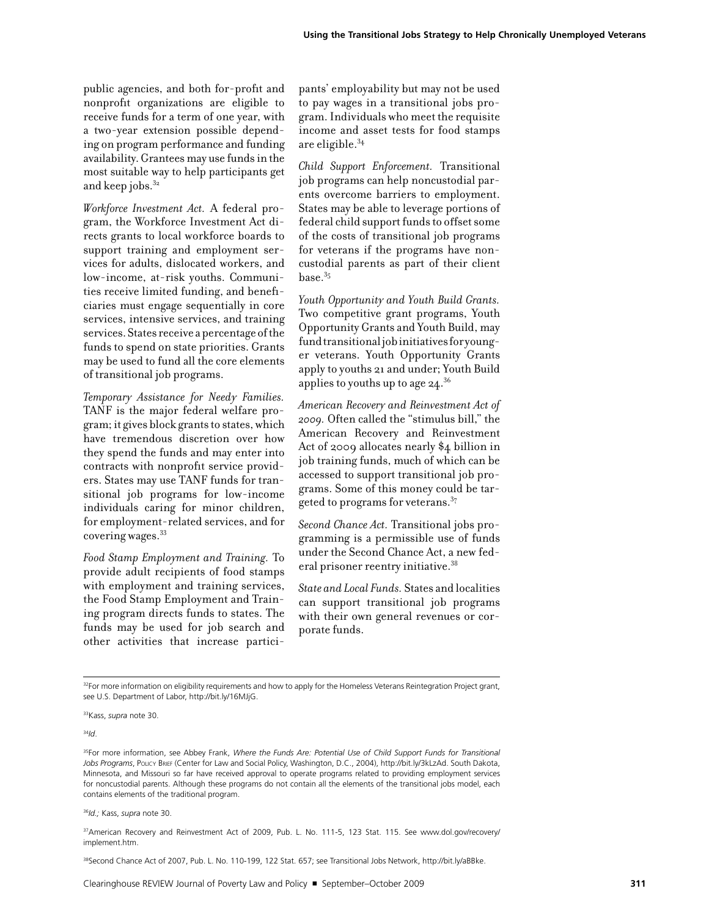public agencies, and both for-profit and nonprofit organizations are eligible to receive funds for a term of one year, with a two-year extension possible depending on program performance and funding availability. Grantees may use funds in the most suitable way to help participants get and keep jobs.[32]

*Workforce Investment Act.* A federal program, the Workforce Investment Act directs grants to local workforce boards to support training and employment services for adults, dislocated workers, and low-income, at-risk youths. Communities receive limited funding, and beneficiaries must engage sequentially in core services, intensive services, and training services. States receive a percentage of the funds to spend on state priorities. Grants may be used to fund all the core elements of transitional job programs.

*Temporary Assistance for Needy Families.* TANF is the major federal welfare program; it gives block grants to states, which have tremendous discretion over how they spend the funds and may enter into contracts with nonprofit service providers. States may use TANF funds for transitional job programs for low-income individuals caring for minor children, for employment-related services, and for covering wages.[33]

*Food Stamp Employment and Training.* To provide adult recipients of food stamps with employment and training services, the Food Stamp Employment and Training program directs funds to states. The funds may be used for job search and other activities that increase participants' employability but may not be used to pay wages in a transitional jobs program. Individuals who meet the requisite income and asset tests for food stamps are eligible.[34]

*Child Support Enforcement.* Transitional job programs can help noncustodial parents overcome barriers to employment. States may be able to leverage portions of federal child support funds to offset some of the costs of transitional job programs for veterans if the programs have noncustodial parents as part of their client base.[35]

*Youth Opportunity and Youth Build Grants.* Two competitive grant programs, Youth Opportunity Grants and Youth Build, may fund transitional job initiatives for younger veterans. Youth Opportunity Grants apply to youths 21 and under; Youth Build applies to youths up to age 24.[36]

*American Recovery and Reinvestment Act of 2009.* Often called the "stimulus bill," the American Recovery and Reinvestment Act of 2009 allocates nearly $4 billion in job training funds, much of which can be accessed to support transitional job programs. Some of this money could be targeted to programs for veterans.[37]

*Second Chance Act.* Transitional jobs programming is a permissible use of funds under the Second Chance Act, a new federal prisoner reentry initiative.[38]

*State and Local Funds.* States and localities can support transitional job programs with their own general revenues or corporate funds.

---

[32]For more information on eligibility requirements and how to apply for the Homeless Veterans Reintegration Project grant, see U.S. Department of Labor, http://bit.ly/16MJjG.

[33]Kass, *supra* note 30.

[34]*Id*.

[35]For more information, see Abbey Frank, *Where the Funds Are: Potential Use of Child Support Funds for Transitional Jobs Programs*, Policy Brief (Center for Law and Social Policy, Washington, D.C., 2004), http://bit.ly/3kLzAd. South Dakota, Minnesota, and Missouri so far have received approval to operate programs related to providing employment services for noncustodial parents. Although these programs do not contain all the elements of the transitional jobs model, each contains elements of the traditional program.

[36]*Id.;* Kass, *supra* note 30.

[37]American Recovery and Reinvestment Act of 2009, Pub. L. No. 111-5, 123 Stat. 115. See www.dol.gov/recovery/implement.htm.

[38]Second Chance Act of 2007, Pub. L. No. 110-199, 122 Stat. 657; see Transitional Jobs Network, http://bit.ly/aBBke.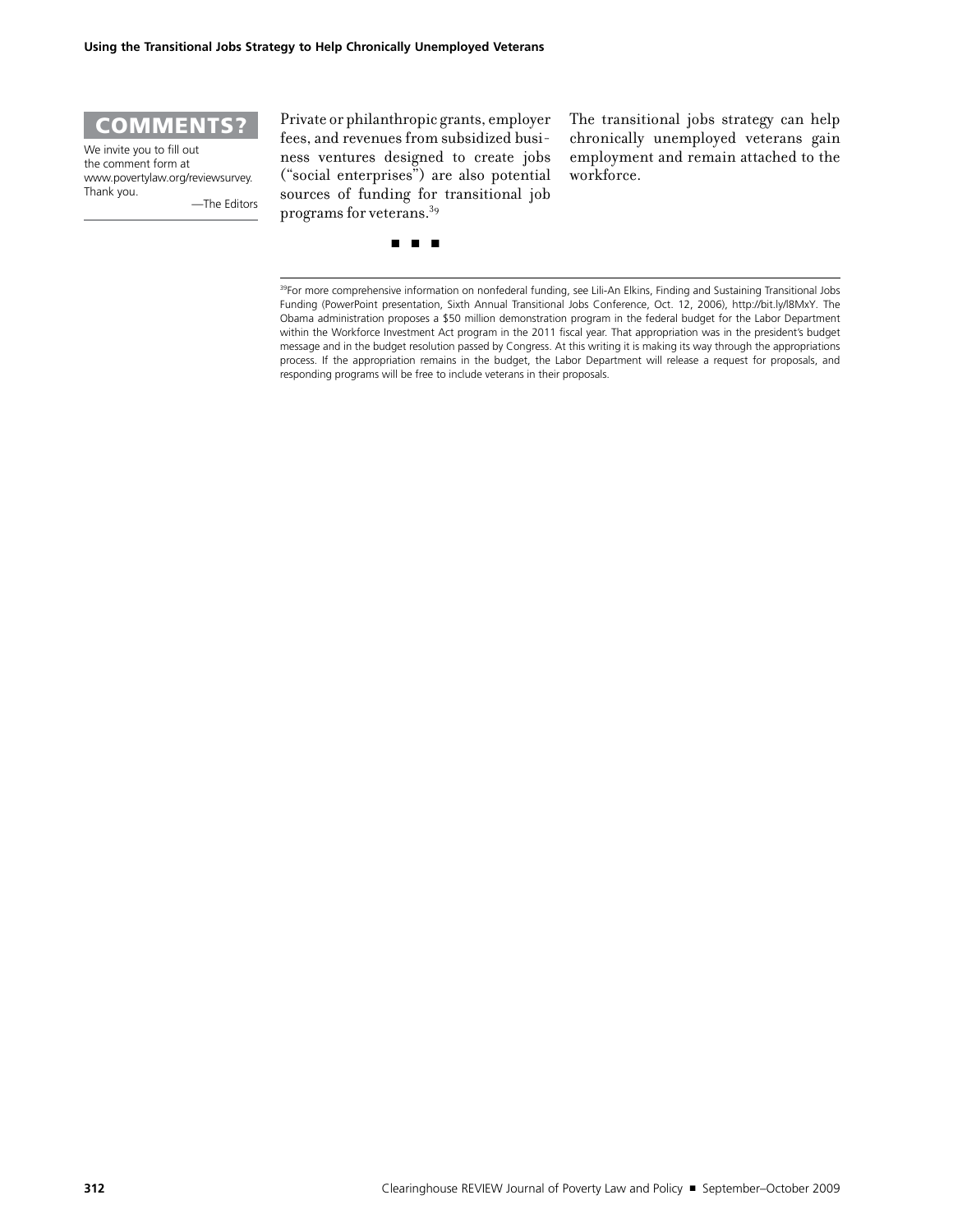**COMMENTS?**

We invite you to fill out the comment form at www.povertylaw.org/reviewsurvey. Thank you.

—The Editors

Private or philanthropic grants, employer fees, and revenues from subsidized business ventures designed to create jobs ("social enterprises") are also potential sources of funding for transitional job programs for veterans.[39]

The transitional jobs strategy can help chronically unemployed veterans gain employment and remain attached to the workforce.

■ ■ ■

[39]For more comprehensive information on nonfederal funding, see Lili-An Elkins, Finding and Sustaining Transitional Jobs Funding (PowerPoint presentation, Sixth Annual Transitional Jobs Conference, Oct. 12, 2006), http://bit.ly/l8MxY. The Obama administration proposes a $50 million demonstration program in the federal budget for the Labor Department within the Workforce Investment Act program in the 2011 fiscal year. That appropriation was in the president's budget message and in the budget resolution passed by Congress. At this writing it is making its way through the appropriations process. If the appropriation remains in the budget, the Labor Department will release a request for proposals, and responding programs will be free to include veterans in their proposals.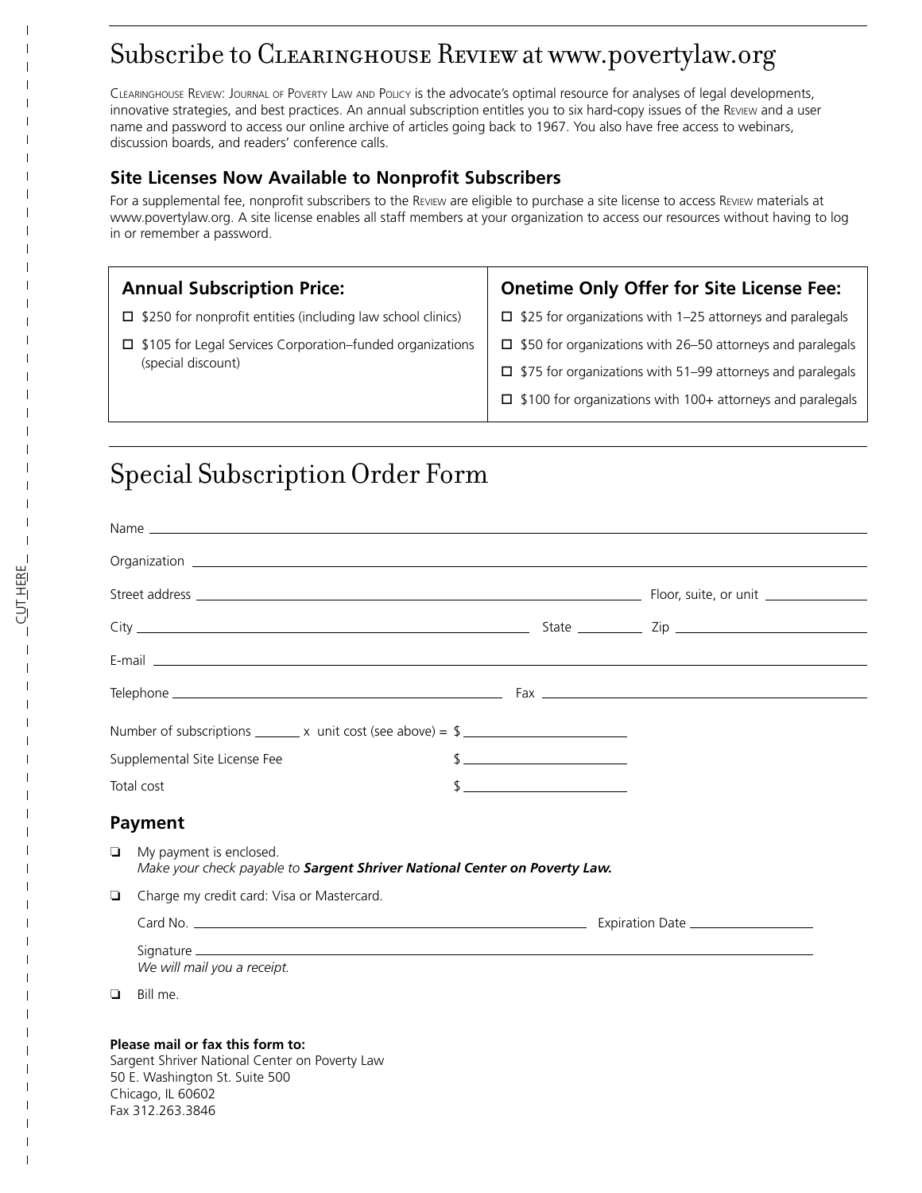# Subscribe to Clearinghouse Review at www.povertylaw.org

Clearinghouse Review: Journal of Poverty Law and Policy is the advocate's optimal resource for analyses of legal developments, innovative strategies, and best practices. An annual subscription entitles you to six hard-copy issues of the Review and a user name and password to access our online archive of articles going back to 1967. You also have free access to webinars, discussion boards, and readers' conference calls.

### Site Licenses Now Available to Nonprofit Subscribers

For a supplemental fee, nonprofit subscribers to the Review are eligible to purchase a site license to access Review materials at www.povertylaw.org. A site license enables all staff members at your organization to access our resources without having to log in or remember a password.

| Annual Subscription Price: | Onetime Only Offer for Site License Fee: |
|---|---|
| ☐ $250 for nonprofit entities (including law school clinics) | ☐ $25 for organizations with 1–25 attorneys and paralegals |
| ☐ $105 for Legal Services Corporation–funded organizations (special discount) | ☐ $50 for organizations with 26–50 attorneys and paralegals |
| | ☐ $75 for organizations with 51–99 attorneys and paralegals |
| | ☐ $100 for organizations with 100+ attorneys and paralegals |

# Special Subscription Order Form

Name ______________________________

Organization ______________________________

Street address ______________________________ Floor, suite, or unit ______________

City ______________________________ State __________ Zip ______________

E-mail ______________________________

Telephone ______________________________ Fax ______________________________

Number of subscriptions _______ x unit cost (see above) = $ ______________________

Supplemental Site License Fee $ ______________________

Total cost $ ______________________

### Payment

❏ My payment is enclosed.
*Make your check payable to **Sargent Shriver National Center on Poverty Law.***

❏ Charge my credit card: Visa or Mastercard.

Card No. ______________________________ Expiration Date ______________

Signature ______________________________
*We will mail you a receipt.*

❏ Bill me.

**Please mail or fax this form to:**
Sargent Shriver National Center on Poverty Law
50 E. Washington St. Suite 500
Chicago, IL 60602
Fax 312.263.3846

CUT HERE